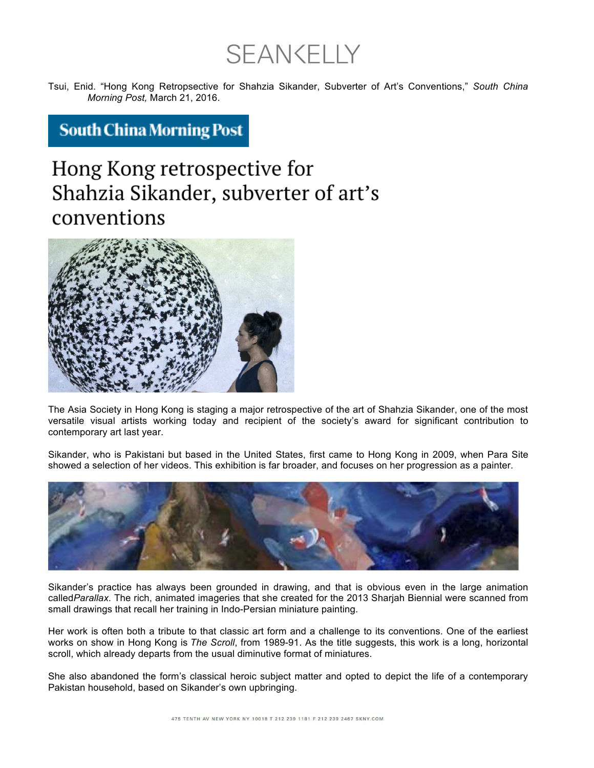SEANKELLY

Tsui, Enid. "Hong Kong Retropsective for Shahzia Sikander, Subverter of Art's Conventions," *South China Morning Post,* March 21, 2016.

**South China Morning Post**

# Hong Kong retrospective for Shahzia Sikander, subverter of art's conventions

The Asia Society in Hong Kong is staging a major retrospective of the art of Shahzia Sikander, one of the most versatile visual artists working today and recipient of the society's award for significant contribution to contemporary art last year.

Sikander, who is Pakistani but based in the United States, first came to Hong Kong in 2009, when Para Site showed a selection of her videos. This exhibition is far broader, and focuses on her progression as a painter.

Sikander's practice has always been grounded in drawing, and that is obvious even in the large animation called*Parallax*. The rich, animated imageries that she created for the 2013 Sharjah Biennial were scanned from small drawings that recall her training in Indo-Persian miniature painting.

Her work is often both a tribute to that classic art form and a challenge to its conventions. One of the earliest works on show in Hong Kong is *The Scroll*, from 1989-91. As the title suggests, this work is a long, horizontal scroll, which already departs from the usual diminutive format of miniatures.

She also abandoned the form's classical heroic subject matter and opted to depict the life of a contemporary Pakistan household, based on Sikander's own upbringing.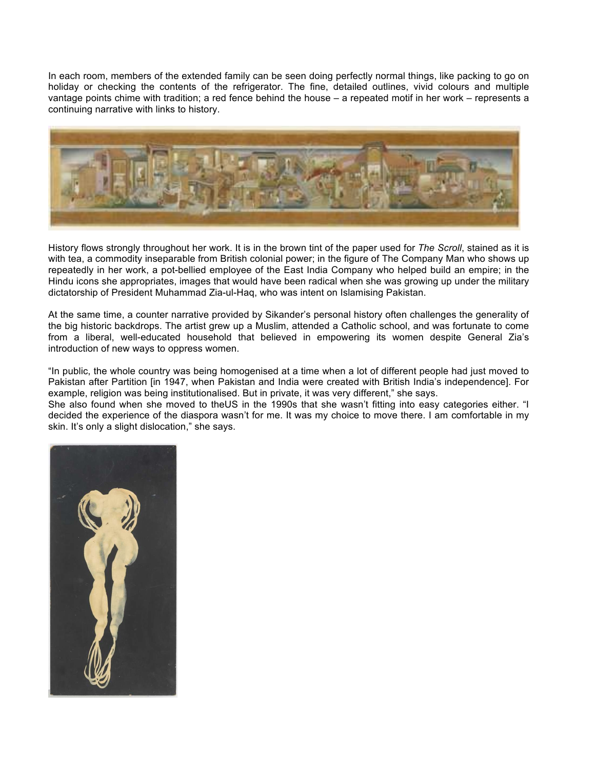In each room, members of the extended family can be seen doing perfectly normal things, like packing to go on holiday or checking the contents of the refrigerator. The fine, detailed outlines, vivid colours and multiple vantage points chime with tradition; a red fence behind the house – a repeated motif in her work – represents a continuing narrative with links to history.

History flows strongly throughout her work. It is in the brown tint of the paper used for *The Scroll*, stained as it is with tea, a commodity inseparable from British colonial power; in the figure of The Company Man who shows up repeatedly in her work, a pot-bellied employee of the East India Company who helped build an empire; in the Hindu icons she appropriates, images that would have been radical when she was growing up under the military dictatorship of President Muhammad Zia-ul-Haq, who was intent on Islamising Pakistan.

At the same time, a counter narrative provided by Sikander's personal history often challenges the generality of the big historic backdrops. The artist grew up a Muslim, attended a Catholic school, and was fortunate to come from a liberal, well-educated household that believed in empowering its women despite General Zia's introduction of new ways to oppress women.

"In public, the whole country was being homogenised at a time when a lot of different people had just moved to Pakistan after Partition [in 1947, when Pakistan and India were created with British India's independence]. For example, religion was being institutionalised. But in private, it was very different," she says.

She also found when she moved to theUS in the 1990s that she wasn't fitting into easy categories either. "I decided the experience of the diaspora wasn't for me. It was my choice to move there. I am comfortable in my skin. It's only a slight dislocation," she says.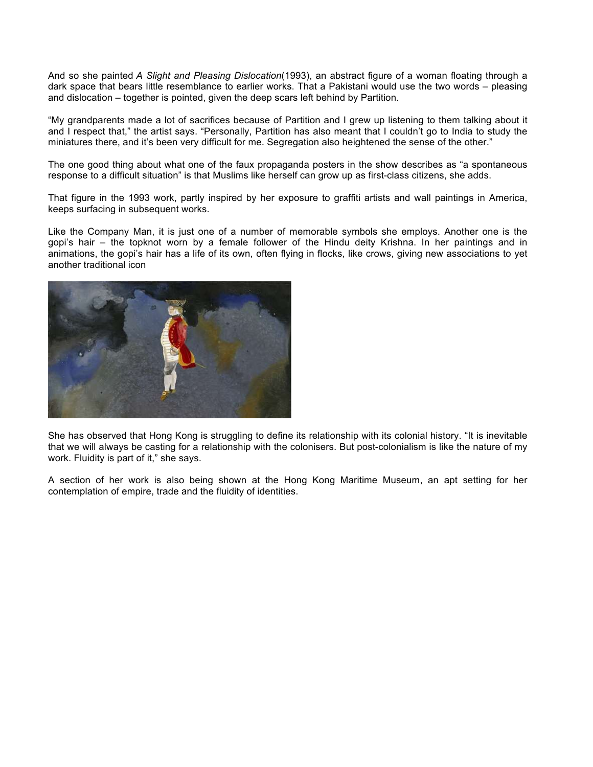And so she painted *A Slight and Pleasing Dislocation*(1993), an abstract figure of a woman floating through a dark space that bears little resemblance to earlier works. That a Pakistani would use the two words – pleasing and dislocation – together is pointed, given the deep scars left behind by Partition.

"My grandparents made a lot of sacrifices because of Partition and I grew up listening to them talking about it and I respect that," the artist says. "Personally, Partition has also meant that I couldn't go to India to study the miniatures there, and it's been very difficult for me. Segregation also heightened the sense of the other."

The one good thing about what one of the faux propaganda posters in the show describes as "a spontaneous response to a difficult situation" is that Muslims like herself can grow up as first-class citizens, she adds.

That figure in the 1993 work, partly inspired by her exposure to graffiti artists and wall paintings in America, keeps surfacing in subsequent works.

Like the Company Man, it is just one of a number of memorable symbols she employs. Another one is the gopi's hair – the topknot worn by a female follower of the Hindu deity Krishna. In her paintings and in animations, the gopi's hair has a life of its own, often flying in flocks, like crows, giving new associations to yet another traditional icon

She has observed that Hong Kong is struggling to define its relationship with its colonial history. "It is inevitable that we will always be casting for a relationship with the colonisers. But post-colonialism is like the nature of my work. Fluidity is part of it," she says.

A section of her work is also being shown at the Hong Kong Maritime Museum, an apt setting for her contemplation of empire, trade and the fluidity of identities.